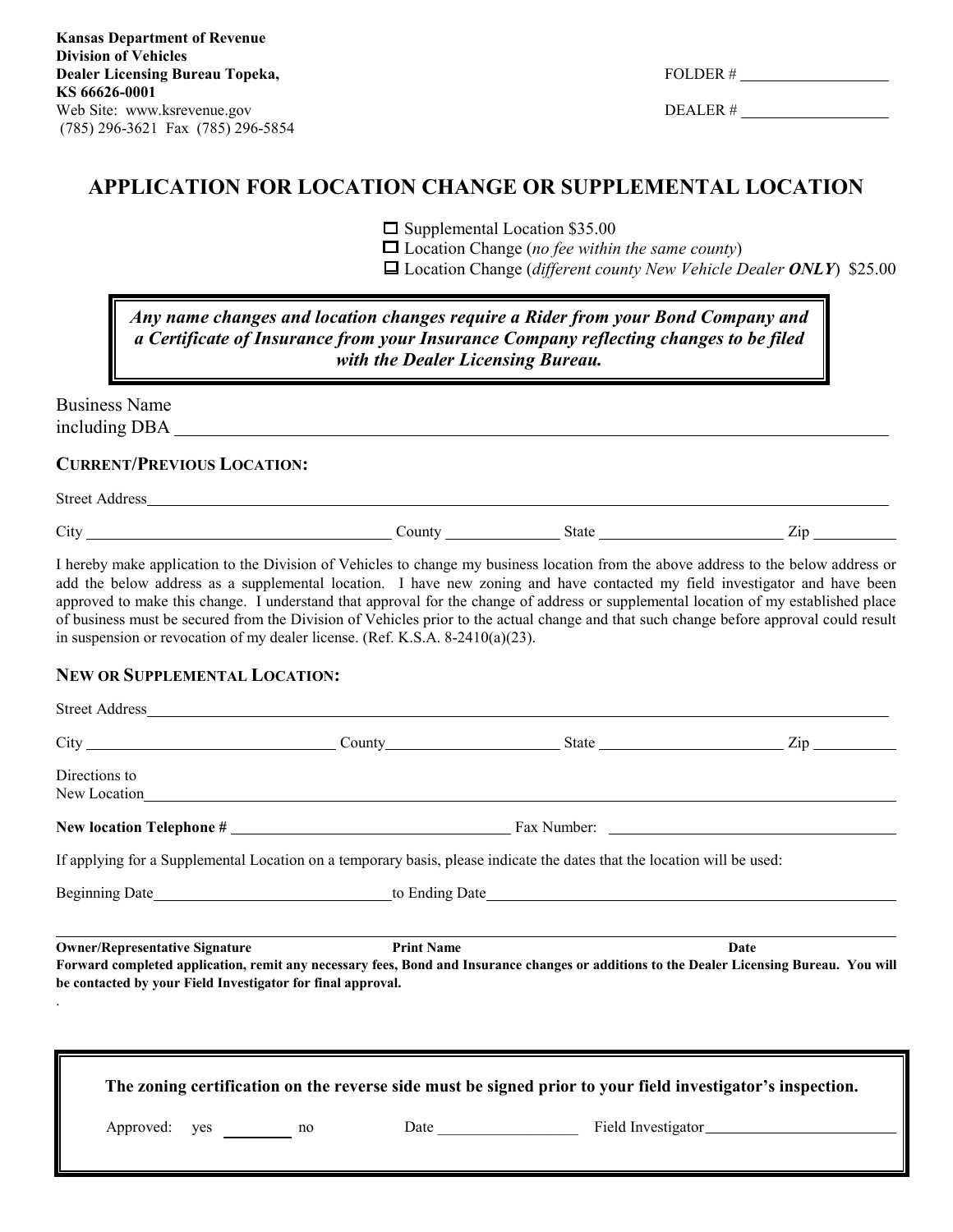**Kansas Department of Revenue**
**Division of Vehicles**
**Dealer Licensing Bureau Topeka, KS 66626-0001**
Web Site: www.ksrevenue.gov
(785) 296-3621 Fax (785) 296-5854

FOLDER # ____________________

DEALER # ____________________

# APPLICATION FOR LOCATION CHANGE OR SUPPLEMENTAL LOCATION

☐ Supplemental Location $35.00
☐ Location Change (*no fee within the same county*)
☐ Location Change (*different county New Vehicle Dealer **ONLY***) $25.00

> ***Any name changes and location changes require a Rider from your Bond Company and a Certificate of Insurance from your Insurance Company reflecting changes to be filed with the Dealer Licensing Bureau.***

Business Name including DBA ______________________________________________

**CURRENT/PREVIOUS LOCATION:**

Street Address ______________________________________________

City ____________________ County ______________ State ______________ Zip __________

I hereby make application to the Division of Vehicles to change my business location from the above address to the below address or add the below address as a supplemental location. I have new zoning and have contacted my field investigator and have been approved to make this change. I understand that approval for the change of address or supplemental location of my established place of business must be secured from the Division of Vehicles prior to the actual change and that such change before approval could result in suspension or revocation of my dealer license. (Ref. K.S.A. 8-2410(a)(23).

**NEW OR SUPPLEMENTAL LOCATION:**

Street Address ______________________________________________

City ____________________ County ______________ State ______________ Zip __________

Directions to New Location ______________________________________________

**New location Telephone #** ____________________ Fax Number: ____________________

If applying for a Supplemental Location on a temporary basis, please indicate the dates that the location will be used:

Beginning Date ____________________ to Ending Date ____________________

______________________________________________

**Owner/Representative Signature** **Print Name** **Date**

**Forward completed application, remit any necessary fees, Bond and Insurance changes or additions to the Dealer Licensing Bureau. You will be contacted by your Field Investigator for final approval.**

.

**The zoning certification on the reverse side must be signed prior to your field investigator's inspection.**

Approved: yes ________ no Date ______________ Field Investigator ____________________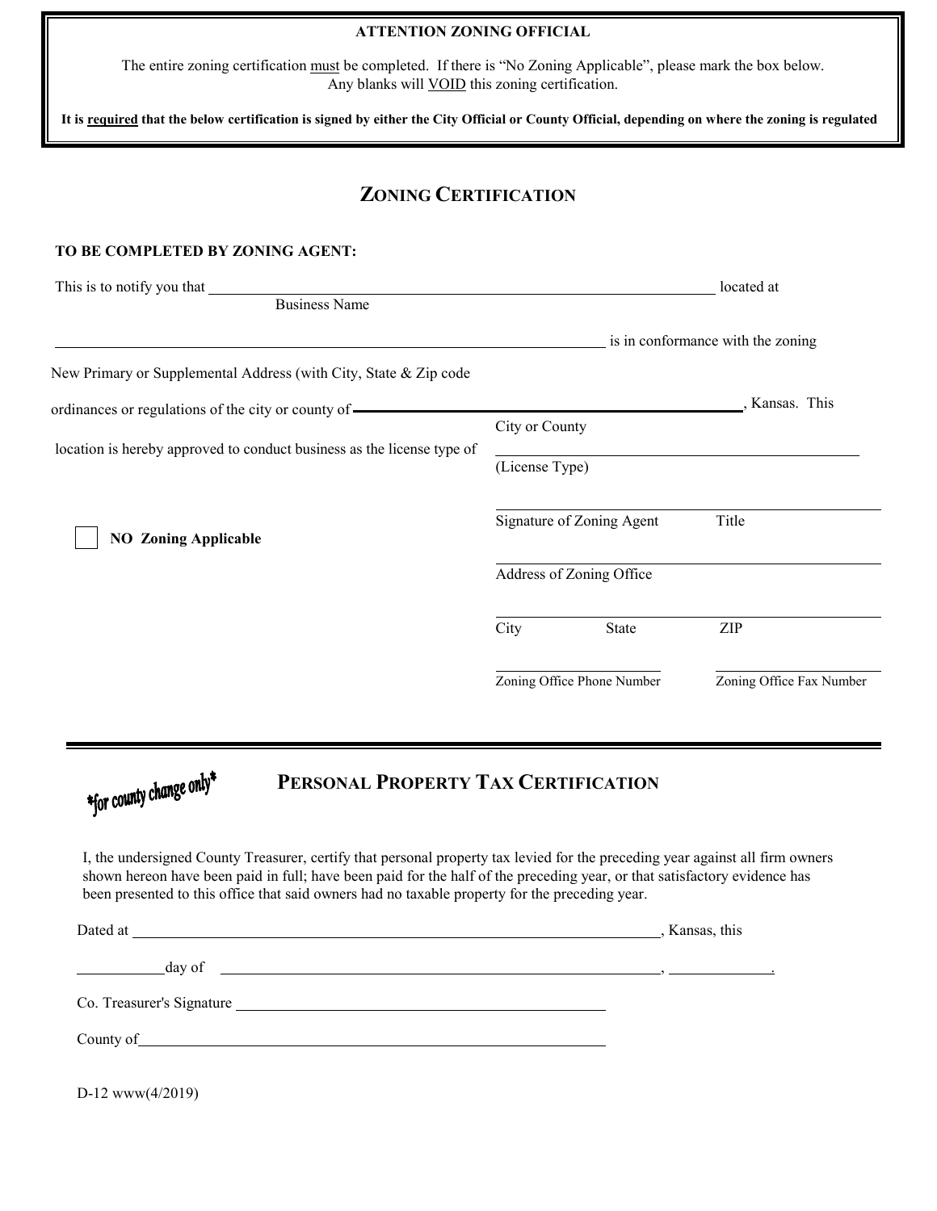**ATTENTION ZONING OFFICIAL**

The entire zoning certification must be completed. If there is "No Zoning Applicable", please mark the box below. Any blanks will VOID this zoning certification.

**It is required that the below certification is signed by either the City Official or County Official, depending on where the zoning is regulated**

## ZONING CERTIFICATION

**TO BE COMPLETED BY ZONING AGENT:**

This is to notify you that ______________________________________________ located at
Business Name

______________________________________________ is in conformance with the zoning
New Primary or Supplemental Address (with City, State & Zip code

ordinances or regulations of the city or county of ______________________________, Kansas. This
City or County

location is hereby approved to conduct business as the license type of ______________________________
(License Type)

☐ **NO Zoning Applicable**

______________________________
Signature of Zoning Agent Title

______________________________
Address of Zoning Office

______________________________
City State ZIP

______________________________ ______________________________
Zoning Office Phone Number Zoning Office Fax Number

---

*for county change only*

## PERSONAL PROPERTY TAX CERTIFICATION

I, the undersigned County Treasurer, certify that personal property tax levied for the preceding year against all firm owners shown hereon have been paid in full; have been paid for the half of the preceding year, or that satisfactory evidence has been presented to this office that said owners had no taxable property for the preceding year.

Dated at ______________________________________________, Kansas, this

__________ day of ______________________________________, __________.

Co. Treasurer's Signature ______________________________

County of ______________________________

D-12 www(4/2019)